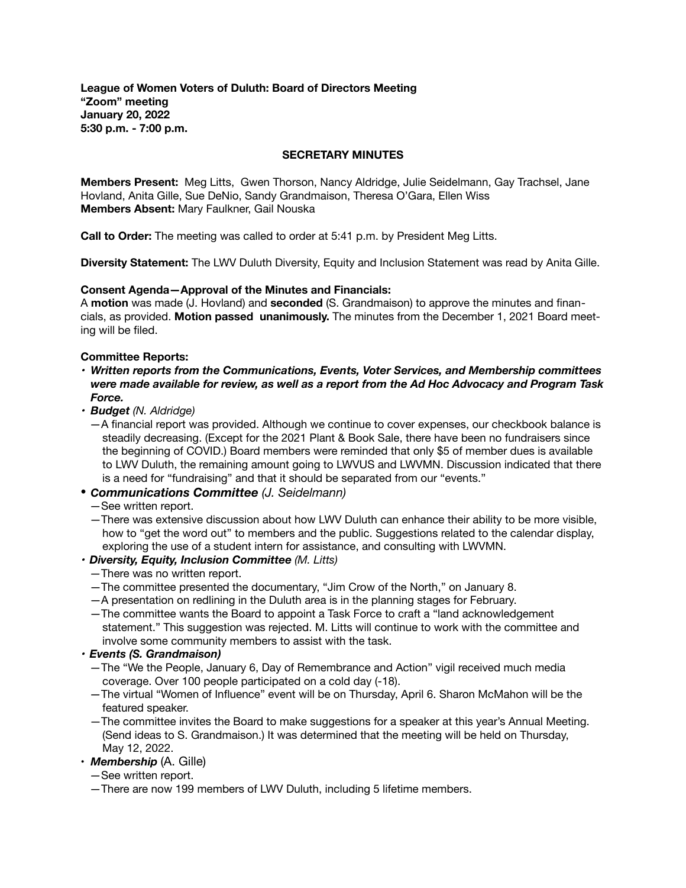**League of Women Voters of Duluth: Board of Directors Meeting**
**"Zoom" meeting**
**January 20, 2022**
**5:30 p.m. - 7:00 p.m.**

## SECRETARY MINUTES

**Members Present:** Meg Litts, Gwen Thorson, Nancy Aldridge, Julie Seidelmann, Gay Trachsel, Jane Hovland, Anita Gille, Sue DeNio, Sandy Grandmaison, Theresa O'Gara, Ellen Wiss
**Members Absent:** Mary Faulkner, Gail Nouska

**Call to Order:** The meeting was called to order at 5:41 p.m. by President Meg Litts.

**Diversity Statement:** The LWV Duluth Diversity, Equity and Inclusion Statement was read by Anita Gille.

**Consent Agenda—Approval of the Minutes and Financials:**
A **motion** was made (J. Hovland) and **seconded** (S. Grandmaison) to approve the minutes and financials, as provided. **Motion passed unanimously.** The minutes from the December 1, 2021 Board meeting will be filed.

**Committee Reports:**

- ***Written reports from the Communications, Events, Voter Services, and Membership committees were made available for review, as well as a report from the Ad Hoc Advocacy and Program Task Force.***
- ***Budget*** *(N. Aldridge)*
  —A financial report was provided. Although we continue to cover expenses, our checkbook balance is steadily decreasing. (Except for the 2021 Plant & Book Sale, there have been no fundraisers since the beginning of COVID.) Board members were reminded that only $5 of member dues is available to LWV Duluth, the remaining amount going to LWVUS and LWVMN. Discussion indicated that there is a need for "fundraising" and that it should be separated from our "events."
- ***Communications Committee*** *(J. Seidelmann)*
  —See written report.
  —There was extensive discussion about how LWV Duluth can enhance their ability to be more visible, how to "get the word out" to members and the public. Suggestions related to the calendar display, exploring the use of a student intern for assistance, and consulting with LWVMN.
- ***Diversity, Equity, Inclusion Committee*** *(M. Litts)*
  —There was no written report.
  —The committee presented the documentary, "Jim Crow of the North," on January 8.
  —A presentation on redlining in the Duluth area is in the planning stages for February.
  —The committee wants the Board to appoint a Task Force to craft a "land acknowledgement statement." This suggestion was rejected. M. Litts will continue to work with the committee and involve some community members to assist with the task.
- ***Events (S. Grandmaison)***
  —The "We the People, January 6, Day of Remembrance and Action" vigil received much media coverage. Over 100 people participated on a cold day (-18).
  —The virtual "Women of Influence" event will be on Thursday, April 6. Sharon McMahon will be the featured speaker.
  —The committee invites the Board to make suggestions for a speaker at this year's Annual Meeting. (Send ideas to S. Grandmaison.) It was determined that the meeting will be held on Thursday, May 12, 2022.
- ***Membership*** (A. Gille)
  —See written report.
  —There are now 199 members of LWV Duluth, including 5 lifetime members.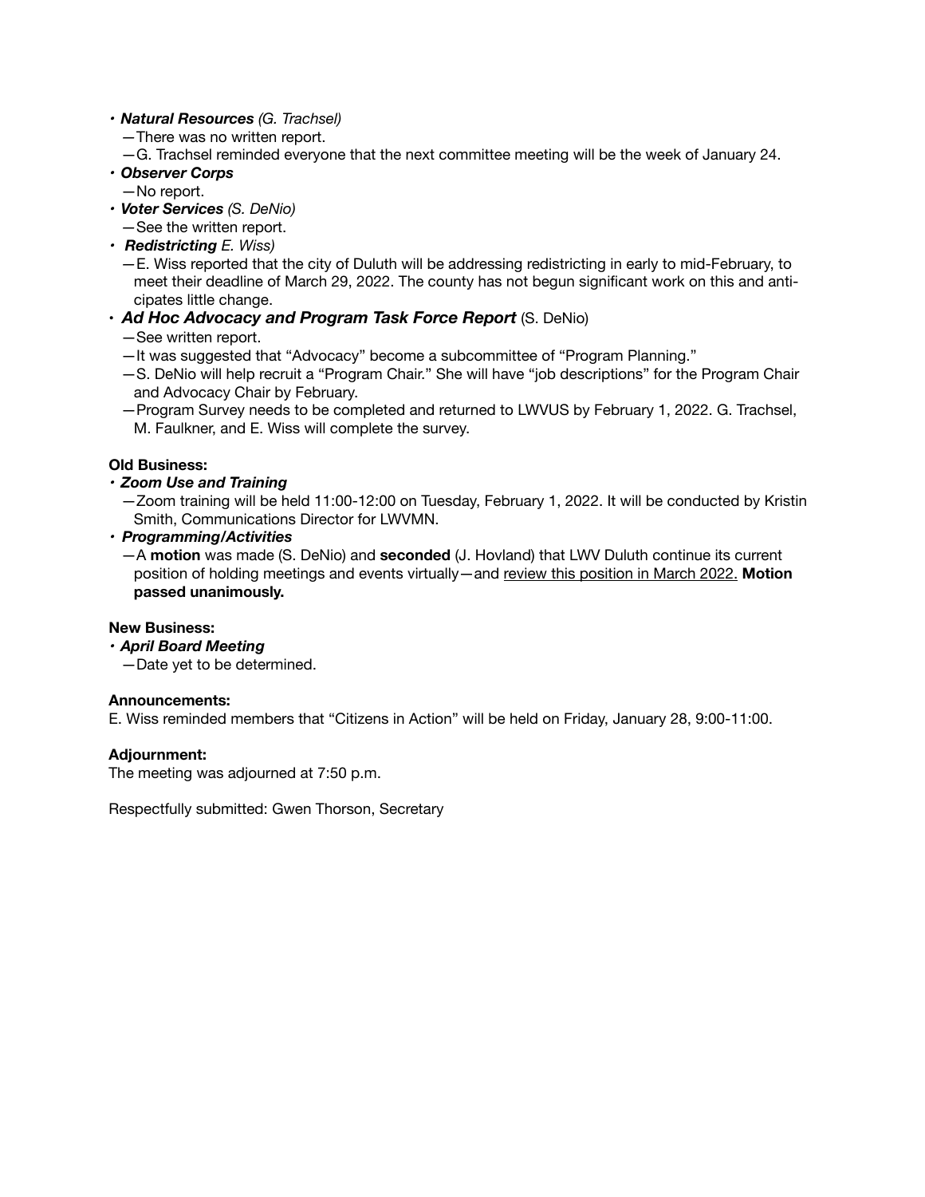- ***Natural Resources*** *(G. Trachsel)*
  —There was no written report.
  —G. Trachsel reminded everyone that the next committee meeting will be the week of January 24.
- ***Observer Corps***
  —No report.
- ***Voter Services*** *(S. DeNio)*
  —See the written report.
- ***Redistricting*** *E. Wiss)*
  —E. Wiss reported that the city of Duluth will be addressing redistricting in early to mid-February, to meet their deadline of March 29, 2022. The county has not begun significant work on this and anticipates little change.
- ***Ad Hoc Advocacy and Program Task Force Report*** (S. DeNio)
  —See written report.
  —It was suggested that "Advocacy" become a subcommittee of "Program Planning."
  —S. DeNio will help recruit a "Program Chair." She will have "job descriptions" for the Program Chair and Advocacy Chair by February.
  —Program Survey needs to be completed and returned to LWVUS by February 1, 2022. G. Trachsel, M. Faulkner, and E. Wiss will complete the survey.

**Old Business:**

- ***Zoom Use and Training***
  —Zoom training will be held 11:00-12:00 on Tuesday, February 1, 2022. It will be conducted by Kristin Smith, Communications Director for LWVMN.
- ***Programming/Activities***
  —A **motion** was made (S. DeNio) and **seconded** (J. Hovland) that LWV Duluth continue its current position of holding meetings and events virtually—and review this position in March 2022. **Motion passed unanimously.**

**New Business:**

- ***April Board Meeting***
  —Date yet to be determined.

**Announcements:**

E. Wiss reminded members that "Citizens in Action" will be held on Friday, January 28, 9:00-11:00.

**Adjournment:**

The meeting was adjourned at 7:50 p.m.

Respectfully submitted: Gwen Thorson, Secretary